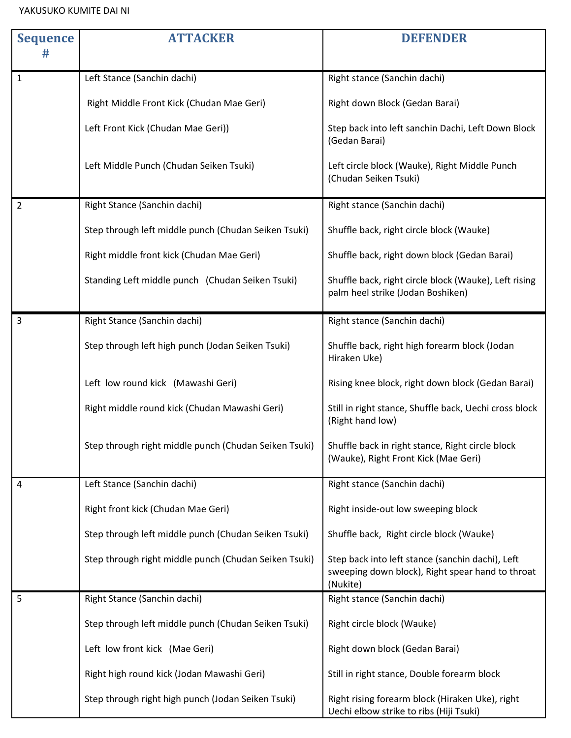YAKUSUKO KUMITE DAI NI

| Sequence # | ATTACKER | DEFENDER |
|---|---|---|
| 1 | Left Stance (Sanchin dachi)<br><br>Right Middle Front Kick (Chudan Mae Geri)<br><br>Left Front Kick (Chudan Mae Geri))<br><br>Left Middle Punch (Chudan Seiken Tsuki) | Right stance (Sanchin dachi)<br><br>Right down Block (Gedan Barai)<br><br>Step back into left sanchin Dachi, Left Down Block (Gedan Barai)<br><br>Left circle block (Wauke), Right Middle Punch (Chudan Seiken Tsuki) |
| 2 | Right Stance (Sanchin dachi)<br><br>Step through left middle punch (Chudan Seiken Tsuki)<br><br>Right middle front kick (Chudan Mae Geri)<br><br>Standing Left middle punch (Chudan Seiken Tsuki) | Right stance (Sanchin dachi)<br><br>Shuffle back, right circle block (Wauke)<br><br>Shuffle back, right down block (Gedan Barai)<br><br>Shuffle back, right circle block (Wauke), Left rising palm heel strike (Jodan Boshiken) |
| 3 | Right Stance (Sanchin dachi)<br><br>Step through left high punch (Jodan Seiken Tsuki)<br><br>Left low round kick (Mawashi Geri)<br><br>Right middle round kick (Chudan Mawashi Geri)<br><br>Step through right middle punch (Chudan Seiken Tsuki) | Right stance (Sanchin dachi)<br><br>Shuffle back, right high forearm block (Jodan Hiraken Uke)<br><br>Rising knee block, right down block (Gedan Barai)<br><br>Still in right stance, Shuffle back, Uechi cross block (Right hand low)<br><br>Shuffle back in right stance, Right circle block (Wauke), Right Front Kick (Mae Geri) |
| 4 | Left Stance (Sanchin dachi)<br><br>Right front kick (Chudan Mae Geri)<br><br>Step through left middle punch (Chudan Seiken Tsuki)<br><br>Step through right middle punch (Chudan Seiken Tsuki) | Right stance (Sanchin dachi)<br><br>Right inside-out low sweeping block<br><br>Shuffle back, Right circle block (Wauke)<br><br>Step back into left stance (sanchin dachi), Left sweeping down block), Right spear hand to throat (Nukite) |
| 5 | Right Stance (Sanchin dachi)<br><br>Step through left middle punch (Chudan Seiken Tsuki)<br><br>Left low front kick (Mae Geri)<br><br>Right high round kick (Jodan Mawashi Geri)<br><br>Step through right high punch (Jodan Seiken Tsuki) | Right stance (Sanchin dachi)<br><br>Right circle block (Wauke)<br><br>Right down block (Gedan Barai)<br><br>Still in right stance, Double forearm block<br><br>Right rising forearm block (Hiraken Uke), right Uechi elbow strike to ribs (Hiji Tsuki) |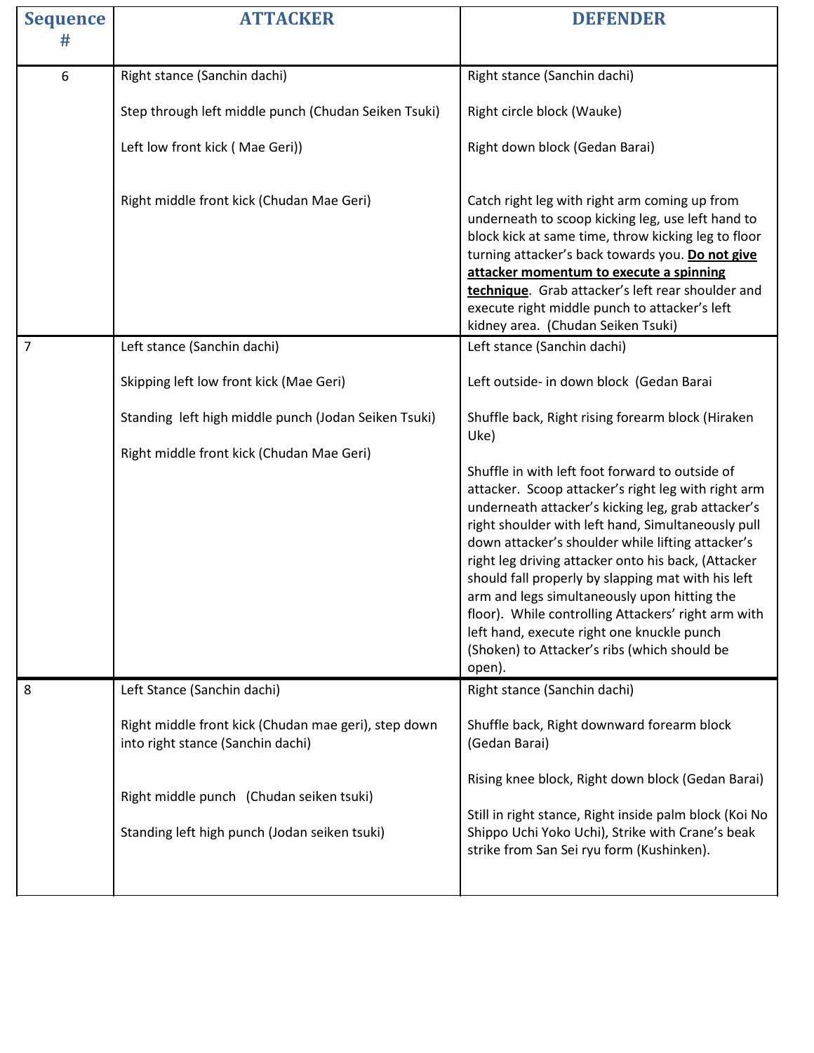| Sequence # | ATTACKER | DEFENDER |
|---|---|---|
| 6 | Right stance (Sanchin dachi)<br><br>Step through left middle punch (Chudan Seiken Tsuki)<br><br>Left low front kick ( Mae Geri))<br><br>Right middle front kick (Chudan Mae Geri) | Right stance (Sanchin dachi)<br><br>Right circle block (Wauke)<br><br>Right down block (Gedan Barai)<br><br>Catch right leg with right arm coming up from underneath to scoop kicking leg, use left hand to block kick at same time, throw kicking leg to floor turning attacker's back towards you. **<u>Do not give attacker momentum to execute a spinning technique</u>**. Grab attacker's left rear shoulder and execute right middle punch to attacker's left kidney area. (Chudan Seiken Tsuki) |
| 7 | Left stance (Sanchin dachi)<br><br>Skipping left low front kick (Mae Geri)<br><br>Standing left high middle punch (Jodan Seiken Tsuki)<br><br>Right middle front kick (Chudan Mae Geri) | Left stance (Sanchin dachi)<br><br>Left outside- in down block (Gedan Barai<br><br>Shuffle back, Right rising forearm block (Hiraken Uke)<br><br>Shuffle in with left foot forward to outside of attacker. Scoop attacker's right leg with right arm underneath attacker's kicking leg, grab attacker's right shoulder with left hand, Simultaneously pull down attacker's shoulder while lifting attacker's right leg driving attacker onto his back, (Attacker should fall properly by slapping mat with his left arm and legs simultaneously upon hitting the floor). While controlling Attackers' right arm with left hand, execute right one knuckle punch (Shoken) to Attacker's ribs (which should be open). |
| 8 | Left Stance (Sanchin dachi)<br><br>Right middle front kick (Chudan mae geri), step down into right stance (Sanchin dachi)<br><br>Right middle punch (Chudan seiken tsuki)<br><br>Standing left high punch (Jodan seiken tsuki) | Right stance (Sanchin dachi)<br><br>Shuffle back, Right downward forearm block (Gedan Barai)<br><br>Rising knee block, Right down block (Gedan Barai)<br><br>Still in right stance, Right inside palm block (Koi No Shippo Uchi Yoko Uchi), Strike with Crane's beak strike from San Sei ryu form (Kushinken). |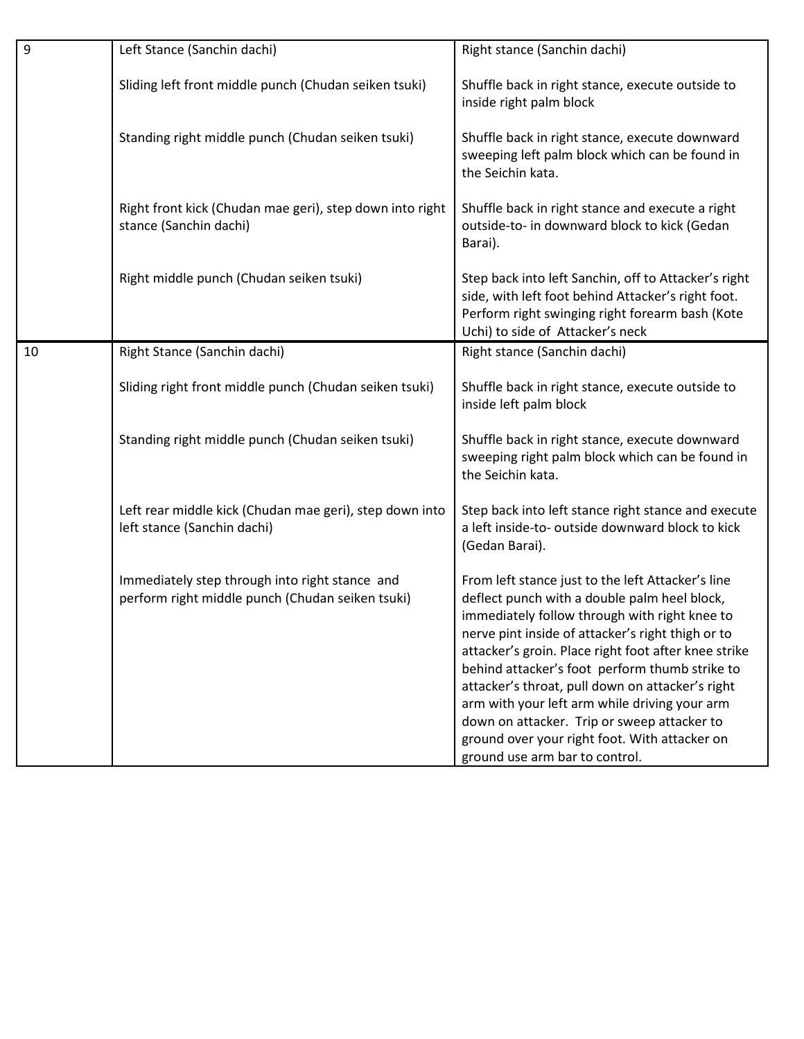| | | |
|---|---|---|
| 9 | Left Stance (Sanchin dachi)<br><br>Sliding left front middle punch (Chudan seiken tsuki)<br><br>Standing right middle punch (Chudan seiken tsuki)<br><br>Right front kick (Chudan mae geri), step down into right stance (Sanchin dachi)<br><br>Right middle punch (Chudan seiken tsuki) | Right stance (Sanchin dachi)<br><br>Shuffle back in right stance, execute outside to inside right palm block<br><br>Shuffle back in right stance, execute downward sweeping left palm block which can be found in the Seichin kata.<br><br>Shuffle back in right stance and execute a right outside-to- in downward block to kick (Gedan Barai).<br><br>Step back into left Sanchin, off to Attacker's right side, with left foot behind Attacker's right foot. Perform right swinging right forearm bash (Kote Uchi) to side of Attacker's neck |
| 10 | Right Stance (Sanchin dachi)<br><br>Sliding right front middle punch (Chudan seiken tsuki)<br><br>Standing right middle punch (Chudan seiken tsuki)<br><br>Left rear middle kick (Chudan mae geri), step down into left stance (Sanchin dachi)<br><br>Immediately step through into right stance and perform right middle punch (Chudan seiken tsuki) | Right stance (Sanchin dachi)<br><br>Shuffle back in right stance, execute outside to inside left palm block<br><br>Shuffle back in right stance, execute downward sweeping right palm block which can be found in the Seichin kata.<br><br>Step back into left stance right stance and execute a left inside-to- outside downward block to kick (Gedan Barai).<br><br>From left stance just to the left Attacker's line deflect punch with a double palm heel block, immediately follow through with right knee to nerve pint inside of attacker's right thigh or to attacker's groin. Place right foot after knee strike behind attacker's foot perform thumb strike to attacker's throat, pull down on attacker's right arm with your left arm while driving your arm down on attacker. Trip or sweep attacker to ground over your right foot. With attacker on ground use arm bar to control. |